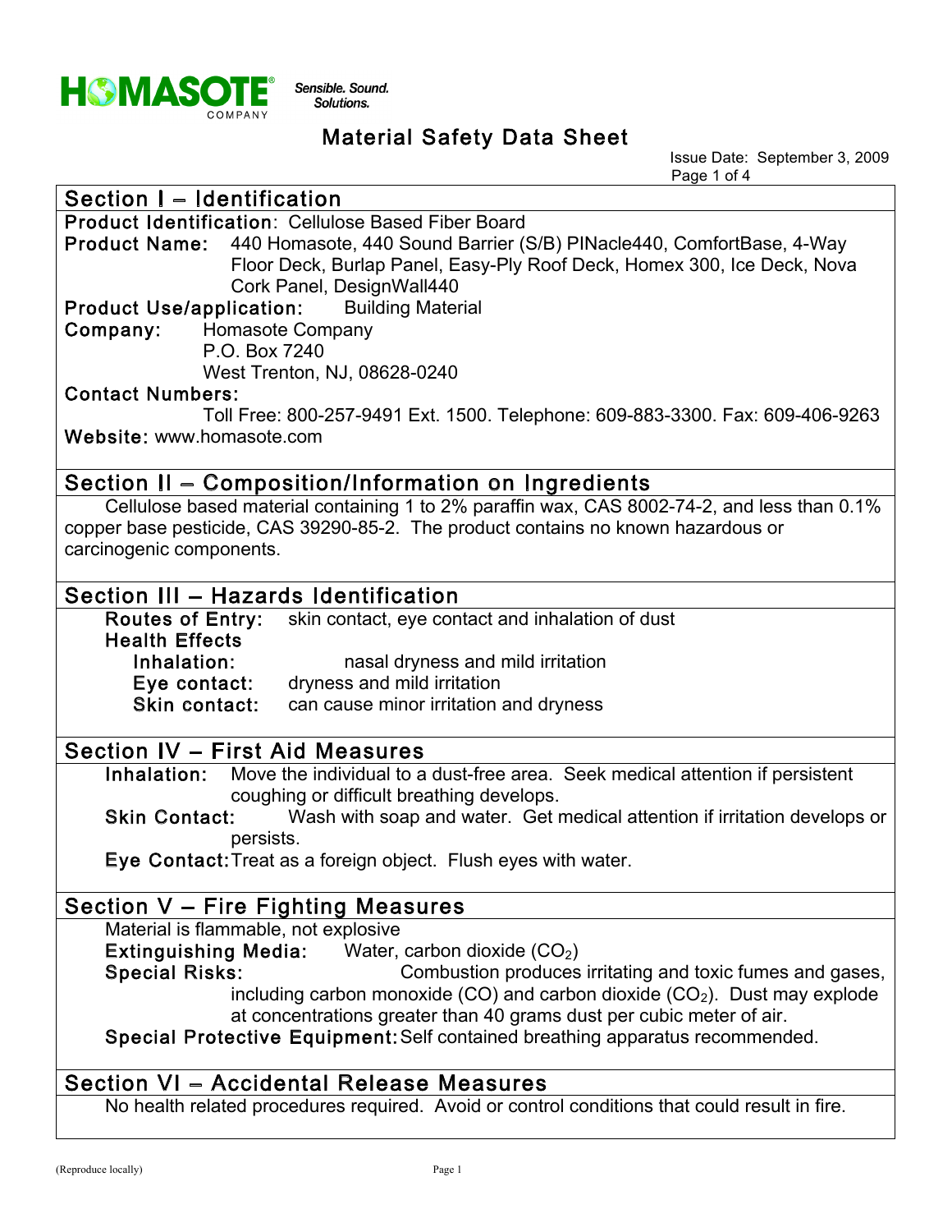**HOMASOTE** COMPANY *Sensible. Sound. Solutions.*

# Material Safety Data Sheet

Issue Date: September 3, 2009

## Section I – Identification

**Product Identification**: Cellulose Based Fiber Board

**Product Name:** 440 Homasote, 440 Sound Barrier (S/B) PINacle440, ComfortBase, 4-Way Floor Deck, Burlap Panel, Easy-Ply Roof Deck, Homex 300, Ice Deck, Nova Cork Panel, DesignWall440

**Product Use/application:** Building Material

**Company:** Homasote Company
P.O. Box 7240
West Trenton, NJ, 08628-0240

**Contact Numbers:**
Toll Free: 800-257-9491 Ext. 1500. Telephone: 609-883-3300. Fax: 609-406-9263

**Website:** www.homasote.com

## Section II – Composition/Information on Ingredients

Cellulose based material containing 1 to 2% paraffin wax, CAS 8002-74-2, and less than 0.1% copper base pesticide, CAS 39290-85-2. The product contains no known hazardous or carcinogenic components.

## Section III – Hazards Identification

**Routes of Entry:** skin contact, eye contact and inhalation of dust

**Health Effects**

- **Inhalation:** nasal dryness and mild irritation
- **Eye contact:** dryness and mild irritation
- **Skin contact:** can cause minor irritation and dryness

## Section IV – First Aid Measures

**Inhalation:** Move the individual to a dust-free area. Seek medical attention if persistent coughing or difficult breathing develops.

**Skin Contact:** Wash with soap and water. Get medical attention if irritation develops or persists.

**Eye Contact:** Treat as a foreign object. Flush eyes with water.

## Section V – Fire Fighting Measures

Material is flammable, not explosive

**Extinguishing Media:** Water, carbon dioxide ($CO_2$)

**Special Risks:** Combustion produces irritating and toxic fumes and gases, including carbon monoxide (CO) and carbon dioxide ($CO_2$). Dust may explode at concentrations greater than 40 grams dust per cubic meter of air.

**Special Protective Equipment:** Self contained breathing apparatus recommended.

## Section VI – Accidental Release Measures

No health related procedures required. Avoid or control conditions that could result in fire.

(Reproduce locally)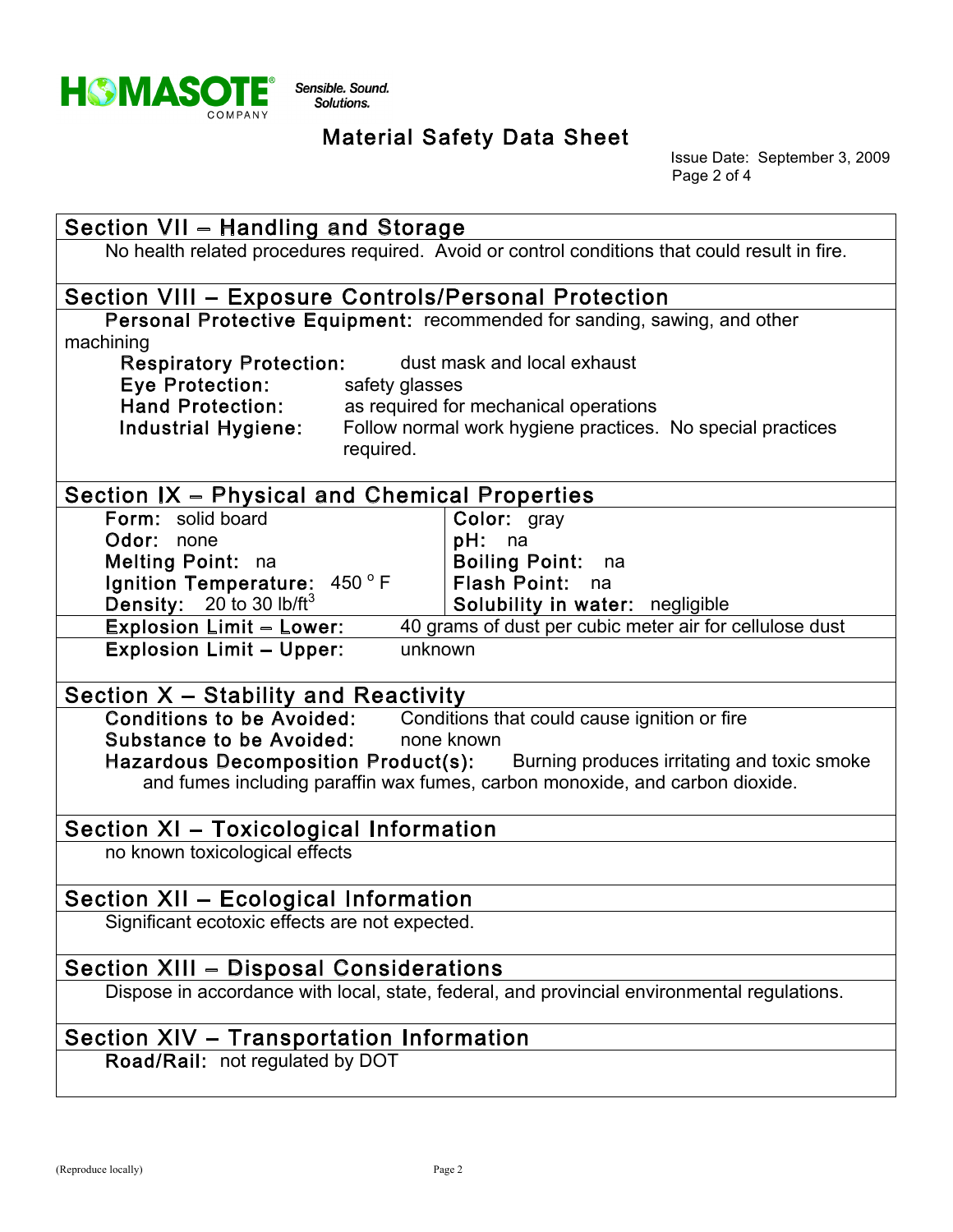# Material Safety Data Sheet

Issue Date: September 3, 2009

## Section VII – Handling and Storage

No health related procedures required. Avoid or control conditions that could result in fire.

## Section VIII – Exposure Controls/Personal Protection

**Personal Protective Equipment:** recommended for sanding, sawing, and other machining

- **Respiratory Protection:** dust mask and local exhaust
- **Eye Protection:** safety glasses
- **Hand Protection:** as required for mechanical operations
- **Industrial Hygiene:** Follow normal work hygiene practices. No special practices required.

## Section IX – Physical and Chemical Properties

| | |
|---|---|
| **Form:** solid board | **Color:** gray |
| **Odor:** none | **pH:** na |
| **Melting Point:** na | **Boiling Point:** na |
| **Ignition Temperature:** 450 °F | **Flash Point:** na |
| **Density:** 20 to 30 lb/ft$^3$ | **Solubility in water:** negligible |

**Explosion Limit – Lower:** 40 grams of dust per cubic meter air for cellulose dust

**Explosion Limit – Upper:** unknown

## Section X – Stability and Reactivity

**Conditions to be Avoided:** Conditions that could cause ignition or fire

**Substance to be Avoided:** none known

**Hazardous Decomposition Product(s):** Burning produces irritating and toxic smoke and fumes including paraffin wax fumes, carbon monoxide, and carbon dioxide.

## Section XI – Toxicological Information

no known toxicological effects

## Section XII – Ecological Information

Significant ecotoxic effects are not expected.

## Section XIII – Disposal Considerations

Dispose in accordance with local, state, federal, and provincial environmental regulations.

## Section XIV – Transportation Information

**Road/Rail:** not regulated by DOT

(Reproduce locally)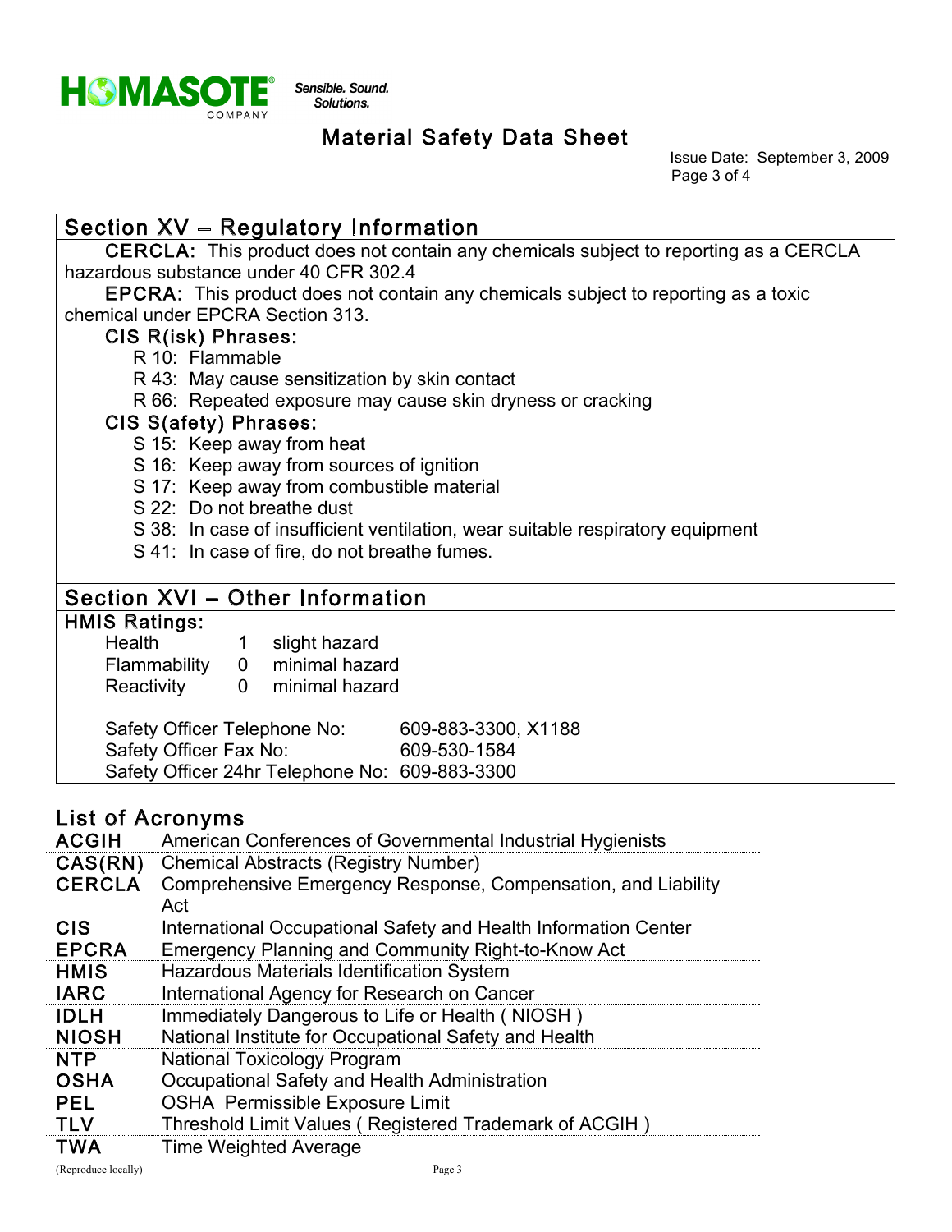## Section XV – Regulatory Information

**CERCLA:** This product does not contain any chemicals subject to reporting as a CERCLA hazardous substance under 40 CFR 302.4

**EPCRA:** This product does not contain any chemicals subject to reporting as a toxic chemical under EPCRA Section 313.

### CIS R(isk) Phrases:

- R 10: Flammable
- R 43: May cause sensitization by skin contact
- R 66: Repeated exposure may cause skin dryness or cracking

### CIS S(afety) Phrases:

- S 15: Keep away from heat
- S 16: Keep away from sources of ignition
- S 17: Keep away from combustible material
- S 22: Do not breathe dust
- S 38: In case of insufficient ventilation, wear suitable respiratory equipment
- S 41: In case of fire, do not breathe fumes.

## Section XVI – Other Information

### HMIS Ratings:

| | | |
|---|---|---|
| Health | 1 | slight hazard |
| Flammability | 0 | minimal hazard |
| Reactivity | 0 | minimal hazard |

Safety Officer Telephone No: 609-883-3300, X1188
Safety Officer Fax No: 609-530-1584
Safety Officer 24hr Telephone No: 609-883-3300

## List of Acronyms

| | |
|---|---|
| **ACGIH** | American Conferences of Governmental Industrial Hygienists |
| **CAS(RN)** | Chemical Abstracts (Registry Number) |
| **CERCLA** | Comprehensive Emergency Response, Compensation, and Liability Act |
| **CIS** | International Occupational Safety and Health Information Center |
| **EPCRA** | Emergency Planning and Community Right-to-Know Act |
| **HMIS** | Hazardous Materials Identification System |
| **IARC** | International Agency for Research on Cancer |
| **IDLH** | Immediately Dangerous to Life or Health ( NIOSH ) |
| **NIOSH** | National Institute for Occupational Safety and Health |
| **NTP** | National Toxicology Program |
| **OSHA** | Occupational Safety and Health Administration |
| **PEL** | OSHA Permissible Exposure Limit |
| **TLV** | Threshold Limit Values ( Registered Trademark of ACGIH ) |
| **TWA** | Time Weighted Average |

(Reproduce locally)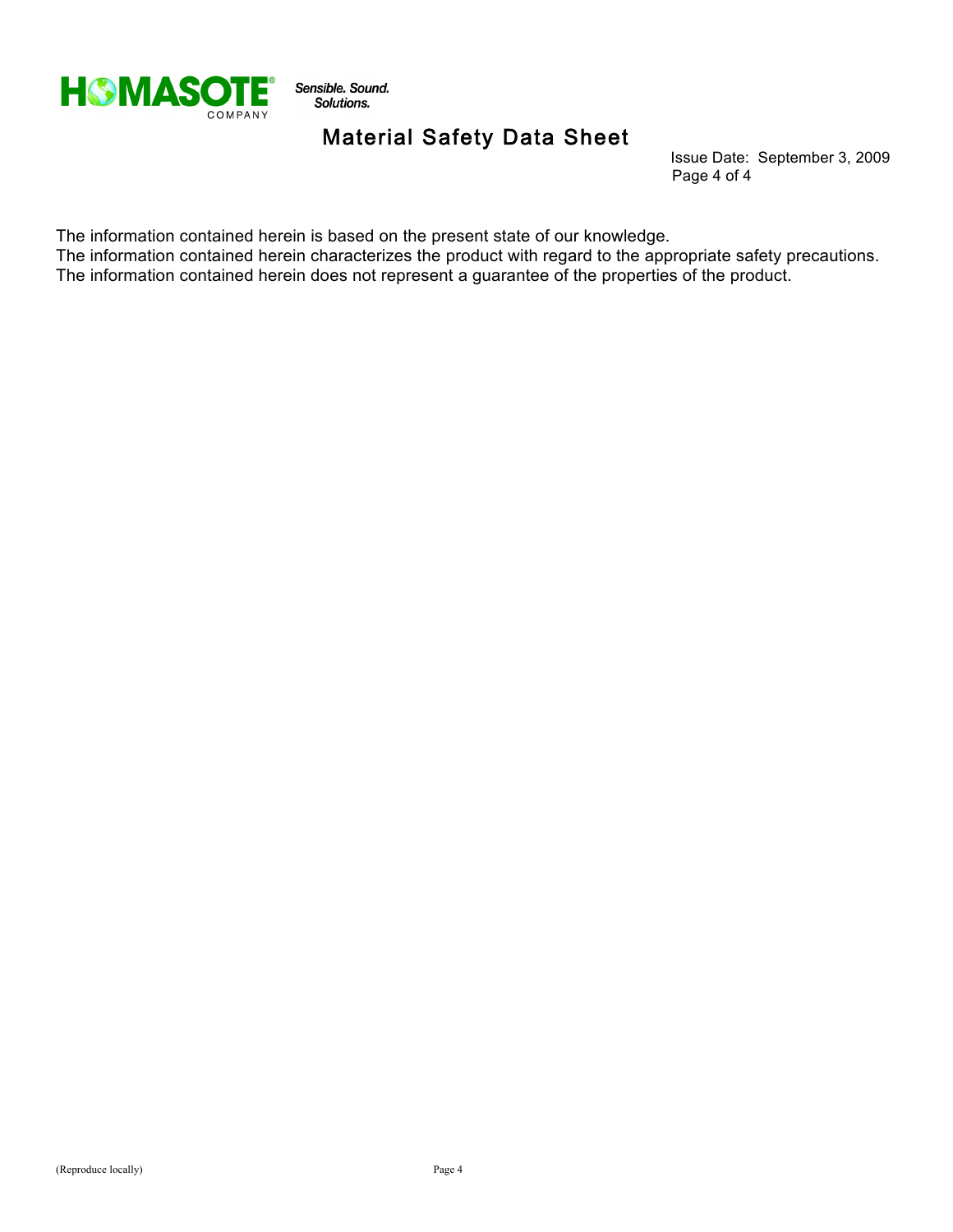The information contained herein is based on the present state of our knowledge.
The information contained herein characterizes the product with regard to the appropriate safety precautions.
The information contained herein does not represent a guarantee of the properties of the product.